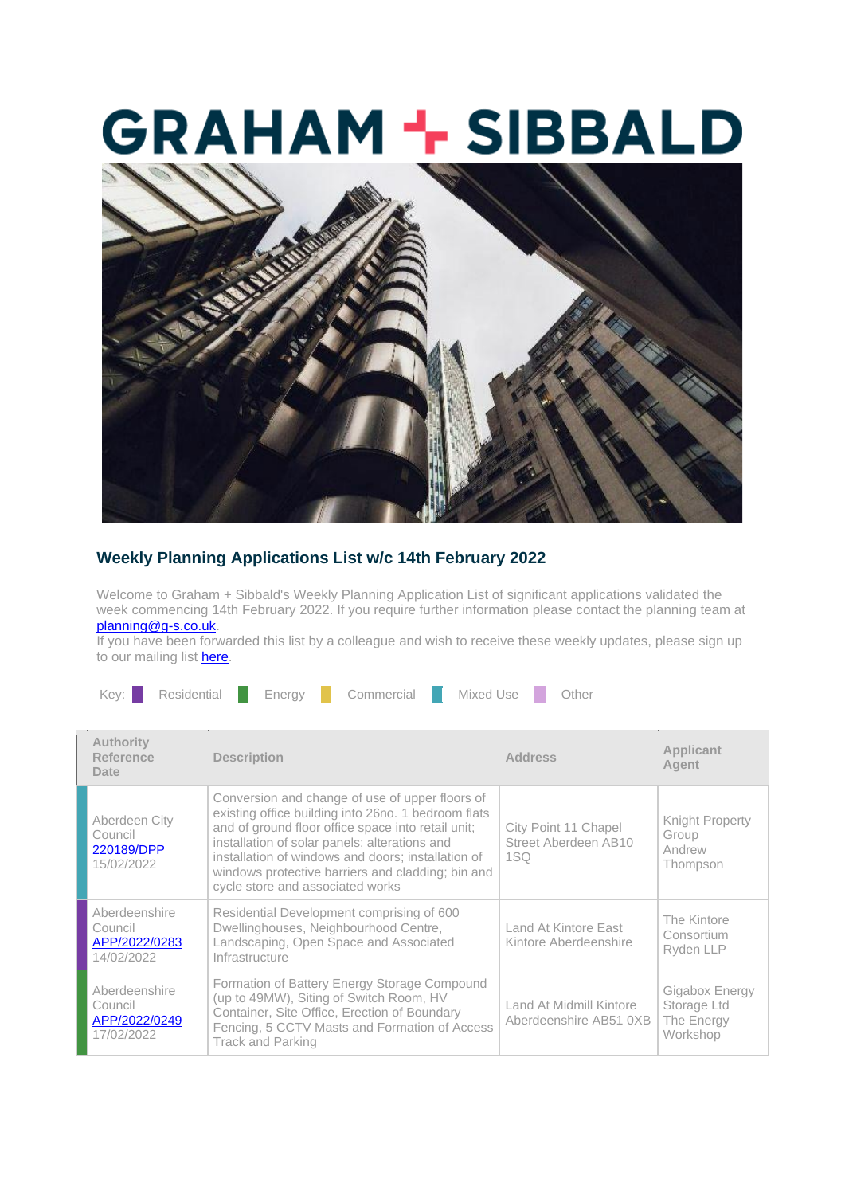# GRAHAM + SIBBALD

## Weekly Planning Applications List w/c 14th February 2022

Welcome to Graham + Sibbald's Weekly Planning Application List of significant applications validated the week commencing 14th February 2022. If you require further information please contact the planning team at planning@g-s.co.uk.

If you have been forwarded this list by a colleague and wish to receive these weekly updates, please sign up to our mailing list here.

Key: Residential | Energy | Commercial | Mixed Use | Other

| Authority Reference Date | Description | Address | Applicant Agent |
|---|---|---|---|
| Aberdeen City Council 220189/DPP 15/02/2022 | Conversion and change of use of upper floors of existing office building into 26no. 1 bedroom flats and of ground floor office space into retail unit; installation of solar panels; alterations and installation of windows and doors; installation of windows protective barriers and cladding; bin and cycle store and associated works | City Point 11 Chapel Street Aberdeen AB10 1SQ | Knight Property Group Andrew Thompson |
| Aberdeenshire Council APP/2022/0283 14/02/2022 | Residential Development comprising of 600 Dwellinghouses, Neighbourhood Centre, Landscaping, Open Space and Associated Infrastructure | Land At Kintore East Kintore Aberdeenshire | The Kintore Consortium Ryden LLP |
| Aberdeenshire Council APP/2022/0249 17/02/2022 | Formation of Battery Energy Storage Compound (up to 49MW), Siting of Switch Room, HV Container, Site Office, Erection of Boundary Fencing, 5 CCTV Masts and Formation of Access Track and Parking | Land At Midmill Kintore Aberdeenshire AB51 0XB | Gigabox Energy Storage Ltd The Energy Workshop |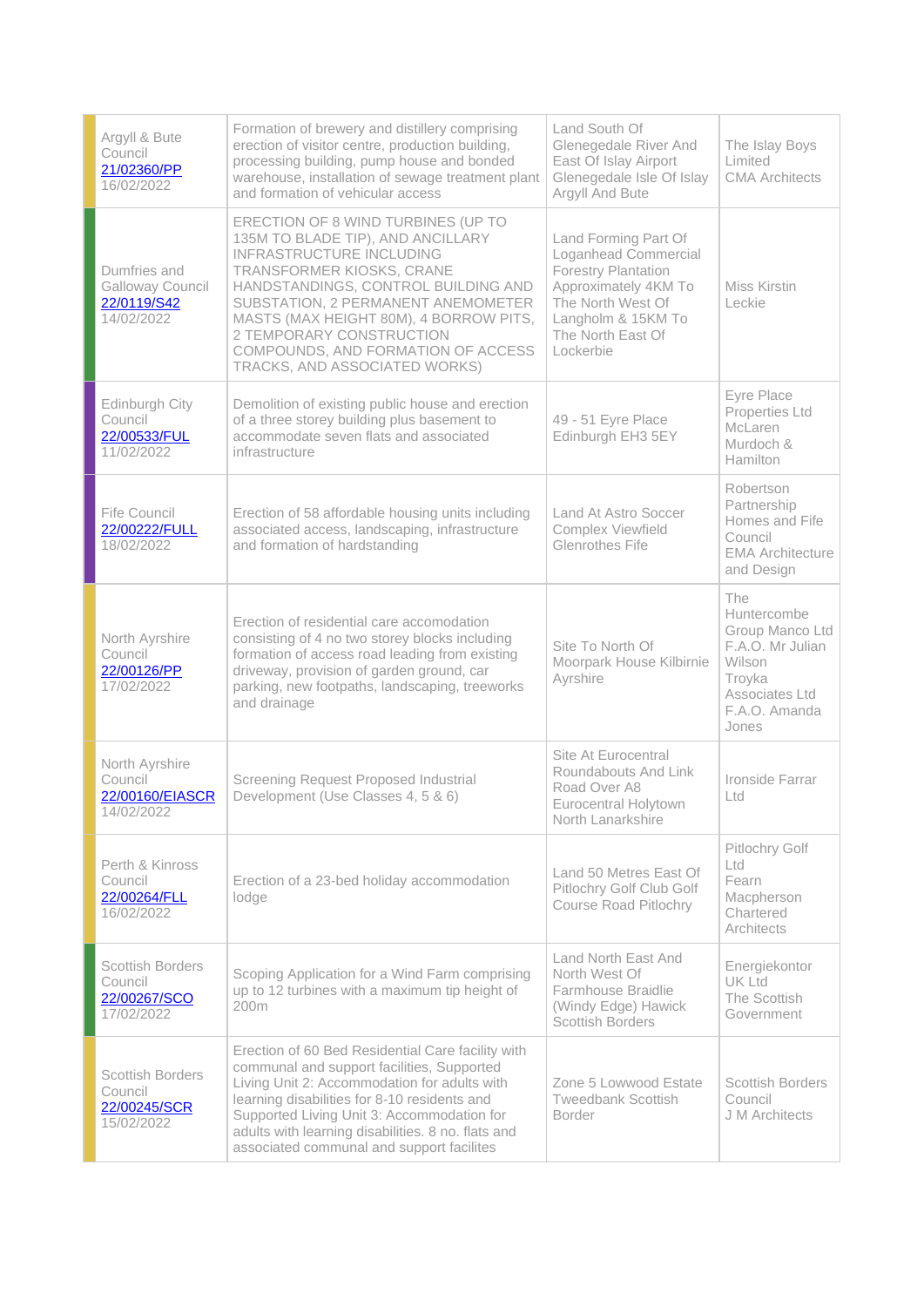| | | | |
|---|---|---|---|
| Argyll & Bute Council<br>21/02360/PP<br>16/02/2022 | Formation of brewery and distillery comprising erection of visitor centre, production building, processing building, pump house and bonded warehouse, installation of sewage treatment plant and formation of vehicular access | Land South Of Glenegedale River And East Of Islay Airport Glenegedale Isle Of Islay Argyll And Bute | The Islay Boys Limited<br>CMA Architects |
| Dumfries and Galloway Council<br>22/0119/S42<br>14/02/2022 | ERECTION OF 8 WIND TURBINES (UP TO 135M TO BLADE TIP), AND ANCILLARY INFRASTRUCTURE INCLUDING TRANSFORMER KIOSKS, CRANE HANDSTANDINGS, CONTROL BUILDING AND SUBSTATION, 2 PERMANENT ANEMOMETER MASTS (MAX HEIGHT 80M), 4 BORROW PITS, 2 TEMPORARY CONSTRUCTION COMPOUNDS, AND FORMATION OF ACCESS TRACKS, AND ASSOCIATED WORKS) | Land Forming Part Of Loganhead Commercial Forestry Plantation Approximately 4KM To The North West Of Langholm & 15KM To The North East Of Lockerbie | Miss Kirstin Leckie |
| Edinburgh City Council<br>22/00533/FUL<br>11/02/2022 | Demolition of existing public house and erection of a three storey building plus basement to accommodate seven flats and associated infrastructure | 49 - 51 Eyre Place Edinburgh EH3 5EY | Eyre Place Properties Ltd<br>McLaren Murdoch & Hamilton |
| Fife Council<br>22/00222/FULL<br>18/02/2022 | Erection of 58 affordable housing units including associated access, landscaping, infrastructure and formation of hardstanding | Land At Astro Soccer Complex Viewfield Glenrothes Fife | Robertson Partnership Homes and Fife Council<br>EMA Architecture and Design |
| North Ayrshire Council<br>22/00126/PP<br>17/02/2022 | Erection of residential care accomodation consisting of 4 no two storey blocks including formation of access road leading from existing driveway, provision of garden ground, car parking, new footpaths, landscaping, treeworks and drainage | Site To North Of Moorpark House Kilbirnie Ayrshire | The Huntercombe Group Manco Ltd F.A.O. Mr Julian Wilson<br>Troyka Associates Ltd F.A.O. Amanda Jones |
| North Ayrshire Council<br>22/00160/EIASCR<br>14/02/2022 | Screening Request Proposed Industrial Development (Use Classes 4, 5 & 6) | Site At Eurocentral Roundabouts And Link Road Over A8 Eurocentral Holytown North Lanarkshire | Ironside Farrar Ltd |
| Perth & Kinross Council<br>22/00264/FLL<br>16/02/2022 | Erection of a 23-bed holiday accommodation lodge | Land 50 Metres East Of Pitlochry Golf Club Golf Course Road Pitlochry | Pitlochry Golf Ltd<br>Fearn Macpherson Chartered Architects |
| Scottish Borders Council<br>22/00267/SCO<br>17/02/2022 | Scoping Application for a Wind Farm comprising up to 12 turbines with a maximum tip height of 200m | Land North East And North West Of Farmhouse Braidlie (Windy Edge) Hawick Scottish Borders | Energiekontor UK Ltd<br>The Scottish Government |
| Scottish Borders Council<br>22/00245/SCR<br>15/02/2022 | Erection of 60 Bed Residential Care facility with communal and support facilities, Supported Living Unit 2: Accommodation for adults with learning disabilities for 8-10 residents and Supported Living Unit 3: Accommodation for adults with learning disabilities. 8 no. flats and associated communal and support facilites | Zone 5 Lowwood Estate Tweedbank Scottish Border | Scottish Borders Council<br>J M Architects |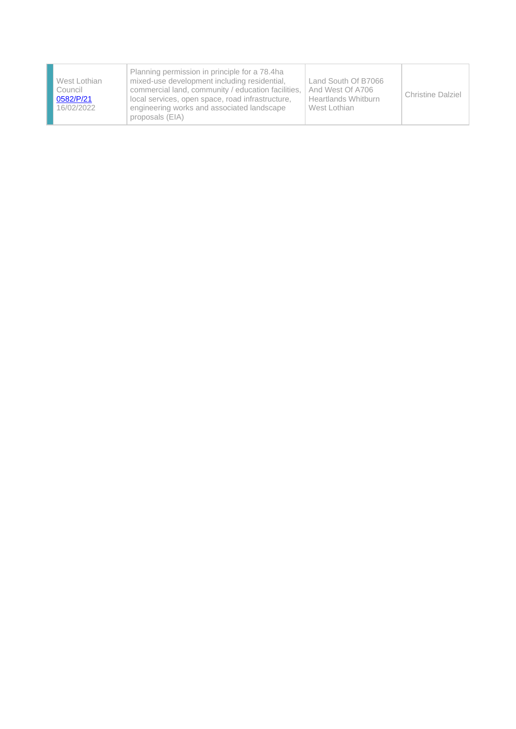| | | | |
|---|---|---|---|
| West Lothian Council<br>0582/P/21<br>16/02/2022 | Planning permission in principle for a 78.4ha mixed-use development including residential, commercial land, community / education facilities, local services, open space, road infrastructure, engineering works and associated landscape proposals (EIA) | Land South Of B7066 And West Of A706 Heartlands Whitburn West Lothian | Christine Dalziel |